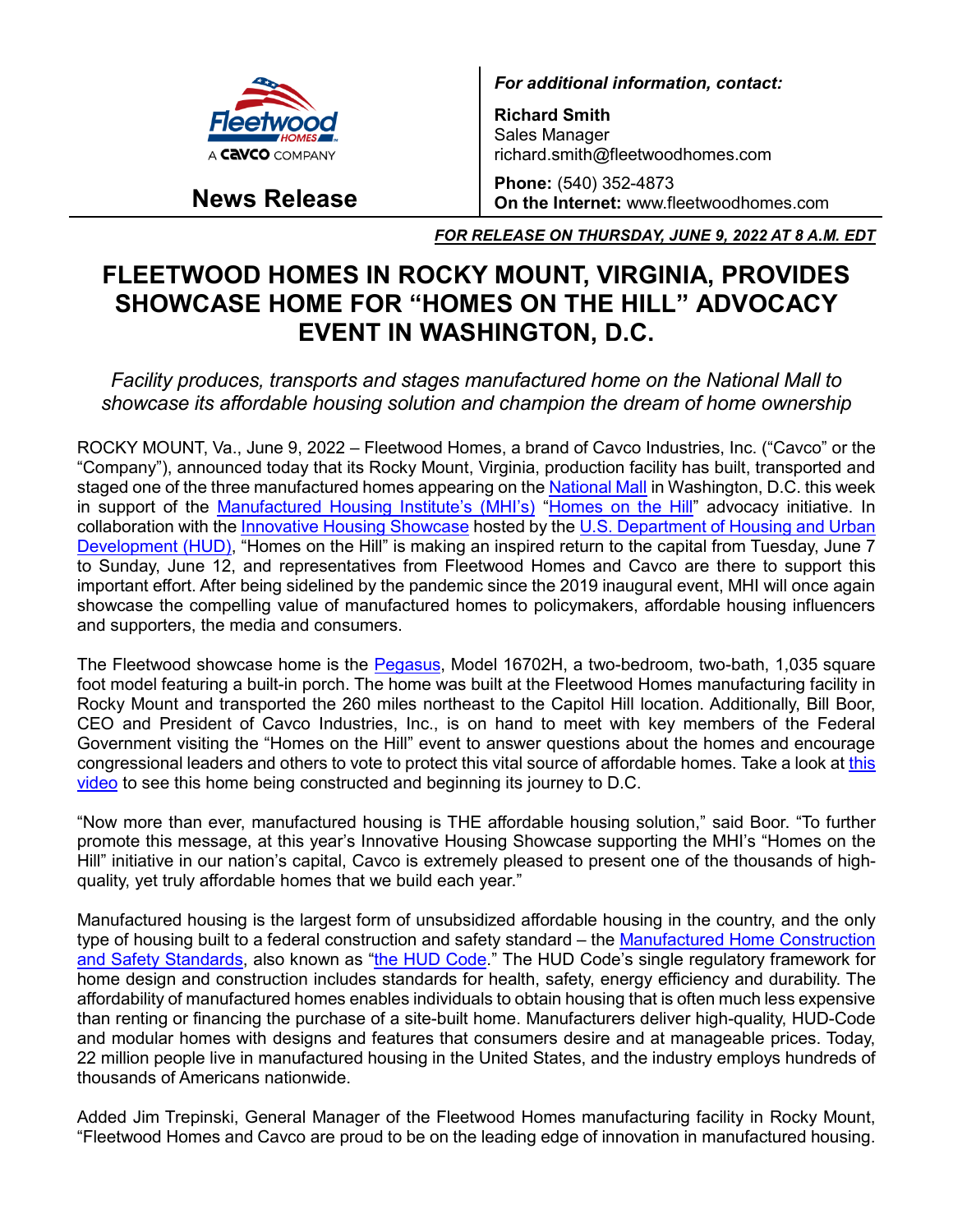Fleetwood HOMES
A CAVCO COMPANY

**News Release**

*For additional information, contact:*

**Richard Smith**
Sales Manager
richard.smith@fleetwoodhomes.com

**Phone:** (540) 352-4873
**On the Internet:** www.fleetwoodhomes.com

***FOR RELEASE ON THURSDAY, JUNE 9, 2022 AT 8 A.M. EDT***

# FLEETWOOD HOMES IN ROCKY MOUNT, VIRGINIA, PROVIDES SHOWCASE HOME FOR "HOMES ON THE HILL" ADVOCACY EVENT IN WASHINGTON, D.C.

*Facility produces, transports and stages manufactured home on the National Mall to showcase its affordable housing solution and champion the dream of home ownership*

ROCKY MOUNT, Va., June 9, 2022 – Fleetwood Homes, a brand of Cavco Industries, Inc. ("Cavco" or the "Company"), announced today that its Rocky Mount, Virginia, production facility has built, transported and staged one of the three manufactured homes appearing on the National Mall in Washington, D.C. this week in support of the Manufactured Housing Institute's (MHI's) "Homes on the Hill" advocacy initiative. In collaboration with the Innovative Housing Showcase hosted by the U.S. Department of Housing and Urban Development (HUD), "Homes on the Hill" is making an inspired return to the capital from Tuesday, June 7 to Sunday, June 12, and representatives from Fleetwood Homes and Cavco are there to support this important effort. After being sidelined by the pandemic since the 2019 inaugural event, MHI will once again showcase the compelling value of manufactured homes to policymakers, affordable housing influencers and supporters, the media and consumers.

The Fleetwood showcase home is the Pegasus, Model 16702H, a two-bedroom, two-bath, 1,035 square foot model featuring a built-in porch. The home was built at the Fleetwood Homes manufacturing facility in Rocky Mount and transported the 260 miles northeast to the Capitol Hill location. Additionally, Bill Boor, CEO and President of Cavco Industries, Inc., is on hand to meet with key members of the Federal Government visiting the "Homes on the Hill" event to answer questions about the homes and encourage congressional leaders and others to vote to protect this vital source of affordable homes. Take a look at this video to see this home being constructed and beginning its journey to D.C.

"Now more than ever, manufactured housing is THE affordable housing solution," said Boor. "To further promote this message, at this year's Innovative Housing Showcase supporting the MHI's "Homes on the Hill" initiative in our nation's capital, Cavco is extremely pleased to present one of the thousands of high-quality, yet truly affordable homes that we build each year."

Manufactured housing is the largest form of unsubsidized affordable housing in the country, and the only type of housing built to a federal construction and safety standard – the Manufactured Home Construction and Safety Standards, also known as "the HUD Code." The HUD Code's single regulatory framework for home design and construction includes standards for health, safety, energy efficiency and durability. The affordability of manufactured homes enables individuals to obtain housing that is often much less expensive than renting or financing the purchase of a site-built home. Manufacturers deliver high-quality, HUD-Code and modular homes with designs and features that consumers desire and at manageable prices. Today, 22 million people live in manufactured housing in the United States, and the industry employs hundreds of thousands of Americans nationwide.

Added Jim Trepinski, General Manager of the Fleetwood Homes manufacturing facility in Rocky Mount, "Fleetwood Homes and Cavco are proud to be on the leading edge of innovation in manufactured housing.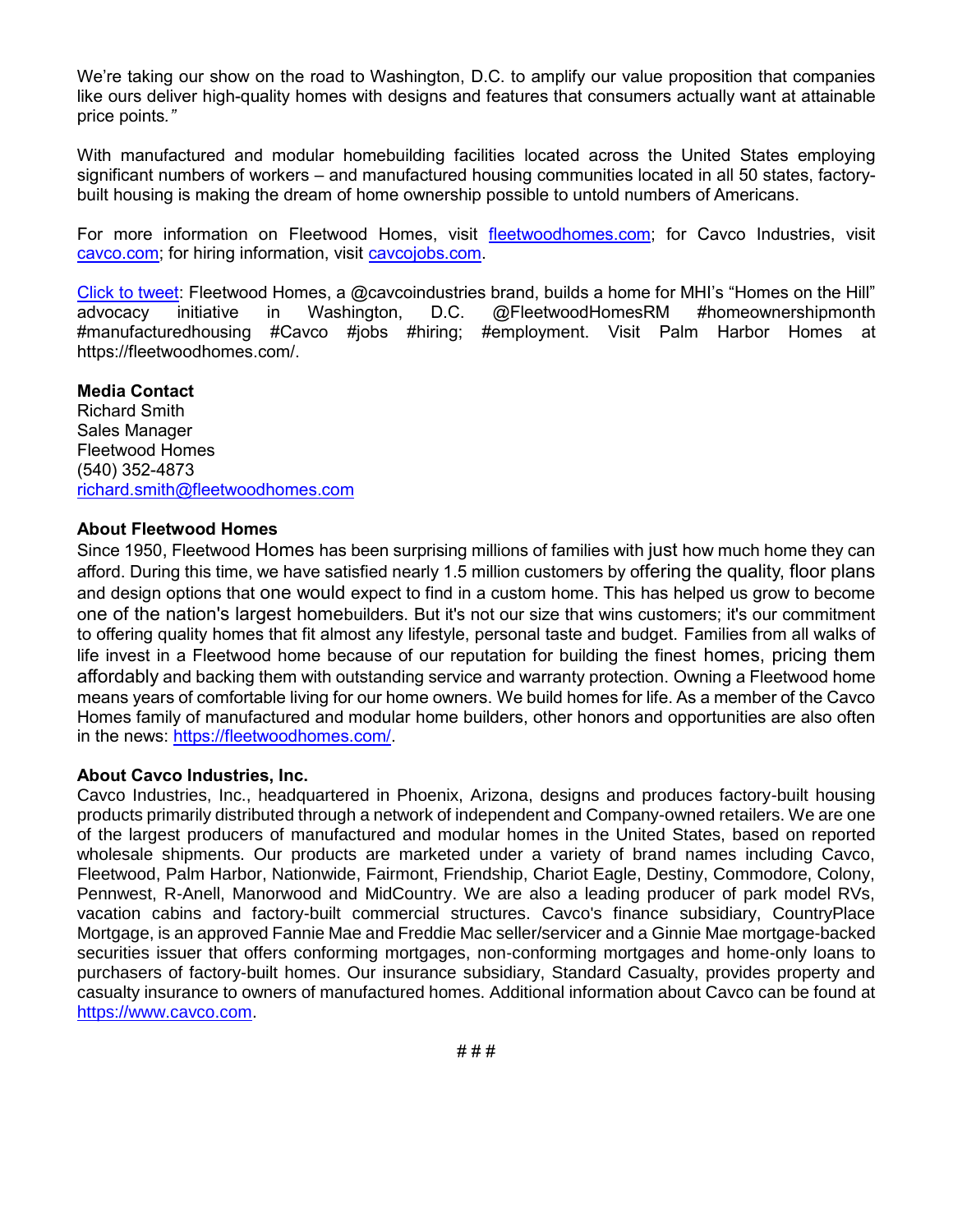We're taking our show on the road to Washington, D.C. to amplify our value proposition that companies like ours deliver high-quality homes with designs and features that consumers actually want at attainable price points."

With manufactured and modular homebuilding facilities located across the United States employing significant numbers of workers – and manufactured housing communities located in all 50 states, factory-built housing is making the dream of home ownership possible to untold numbers of Americans.

For more information on Fleetwood Homes, visit fleetwoodhomes.com; for Cavco Industries, visit cavco.com; for hiring information, visit cavcojobs.com.

Click to tweet: Fleetwood Homes, a @cavcoindustries brand, builds a home for MHI's "Homes on the Hill" advocacy initiative in Washington, D.C. @FleetwoodHomesRM #homeownershipmonth #manufacturedhousing #Cavco #jobs #hiring; #employment. Visit Palm Harbor Homes at https://fleetwoodhomes.com/.

**Media Contact**
Richard Smith
Sales Manager
Fleetwood Homes
(540) 352-4873
richard.smith@fleetwoodhomes.com

**About Fleetwood Homes**
Since 1950, Fleetwood Homes has been surprising millions of families with just how much home they can afford. During this time, we have satisfied nearly 1.5 million customers by offering the quality, floor plans and design options that one would expect to find in a custom home. This has helped us grow to become one of the nation's largest homebuilders. But it's not our size that wins customers; it's our commitment to offering quality homes that fit almost any lifestyle, personal taste and budget. Families from all walks of life invest in a Fleetwood home because of our reputation for building the finest homes, pricing them affordably and backing them with outstanding service and warranty protection. Owning a Fleetwood home means years of comfortable living for our home owners. We build homes for life. As a member of the Cavco Homes family of manufactured and modular home builders, other honors and opportunities are also often in the news: https://fleetwoodhomes.com/.

**About Cavco Industries, Inc.**
Cavco Industries, Inc., headquartered in Phoenix, Arizona, designs and produces factory-built housing products primarily distributed through a network of independent and Company-owned retailers. We are one of the largest producers of manufactured and modular homes in the United States, based on reported wholesale shipments. Our products are marketed under a variety of brand names including Cavco, Fleetwood, Palm Harbor, Nationwide, Fairmont, Friendship, Chariot Eagle, Destiny, Commodore, Colony, Pennwest, R-Anell, Manorwood and MidCountry. We are also a leading producer of park model RVs, vacation cabins and factory-built commercial structures. Cavco's finance subsidiary, CountryPlace Mortgage, is an approved Fannie Mae and Freddie Mac seller/servicer and a Ginnie Mae mortgage-backed securities issuer that offers conforming mortgages, non-conforming mortgages and home-only loans to purchasers of factory-built homes. Our insurance subsidiary, Standard Casualty, provides property and casualty insurance to owners of manufactured homes. Additional information about Cavco can be found at https://www.cavco.com.

# # #